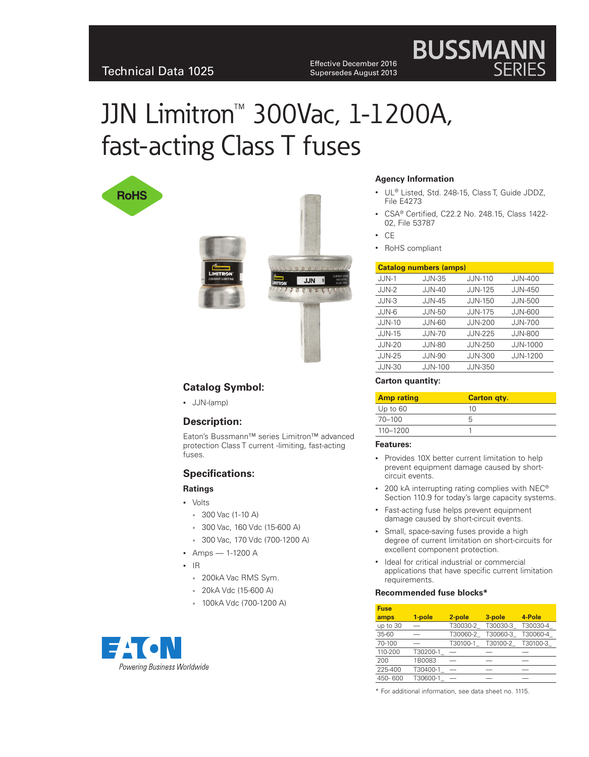Technical Data 1025

Effective December 2016
Supersedes August 2013

# JJN Limitron™ 300Vac, 1-1200A, fast-acting Class T fuses

## Catalog Symbol:

- JJN-(amp)

## Description:

Eaton's Bussmann™ series Limitron™ advanced protection Class T current -limiting, fast-acting fuses.

## Specifications:

### Ratings

- Volts
  - 300 Vac (1-10 A)
  - 300 Vac, 160 Vdc (15-600 A)
  - 300 Vac, 170 Vdc (700-1200 A)
- Amps — 1-1200 A
- IR
  - 200kA Vac RMS Sym.
  - 20kA Vdc (15-600 A)
  - 100kA Vdc (700-1200 A)

### Agency Information

- UL® Listed, Std. 248-15, Class T, Guide JDDZ, File E4273
- CSA® Certified, C22.2 No. 248.15, Class 1422-02, File 53787
- CE
- RoHS compliant

| Catalog numbers (amps) | | | |
|---|---|---|---|
| JJN-1 | JJN-35 | JJN-110 | JJN-400 |
| JJN-2 | JJN-40 | JJN-125 | JJN-450 |
| JJN-3 | JJN-45 | JJN-150 | JJN-500 |
| JJN-6 | JJN-50 | JJN-175 | JJN-600 |
| JJN-10 | JJN-60 | JJN-200 | JJN-700 |
| JJN-15 | JJN-70 | JJN-225 | JJN-800 |
| JJN-20 | JJN-80 | JJN-250 | JJN-1000 |
| JJN-25 | JJN-90 | JJN-300 | JJN-1200 |
| JJN-30 | JJN-100 | JJN-350 | |

### Carton quantity:

| Amp rating | Carton qty. |
|---|---|
| Up to 60 | 10 |
| 70–100 | 5 |
| 110–1200 | 1 |

### Features:

- Provides 10X better current limitation to help prevent equipment damage caused by short-circuit events.
- 200 kA interrupting rating complies with NEC® Section 110.9 for today's large capacity systems.
- Fast-acting fuse helps prevent equipment damage caused by short-circuit events.
- Small, space-saving fuses provide a high degree of current limitation on short-circuits for excellent component protection.
- Ideal for critical industrial or commercial applications that have specific current limitation requirements.

### Recommended fuse blocks*

| Fuse amps | 1-pole | 2-pole | 3-pole | 4-Pole |
|---|---|---|---|---|
| up to 30 | — | T30030-2_ | T30030-3_ | T30030-4_ |
| 35-60 | — | T30060-2_ | T30060-3_ | T30060-4_ |
| 70-100 | — | T30100-1_ | T30100-2_ | T30100-3_ |
| 110-200 | T30200-1_ | — | — | — |
| 200 | 1B0083 | — | — | — |
| 225-400 | T30400-1_ | — | — | — |
| 450- 600 | T30600-1_ | — | — | — |

* For additional information, see data sheet no. 1115.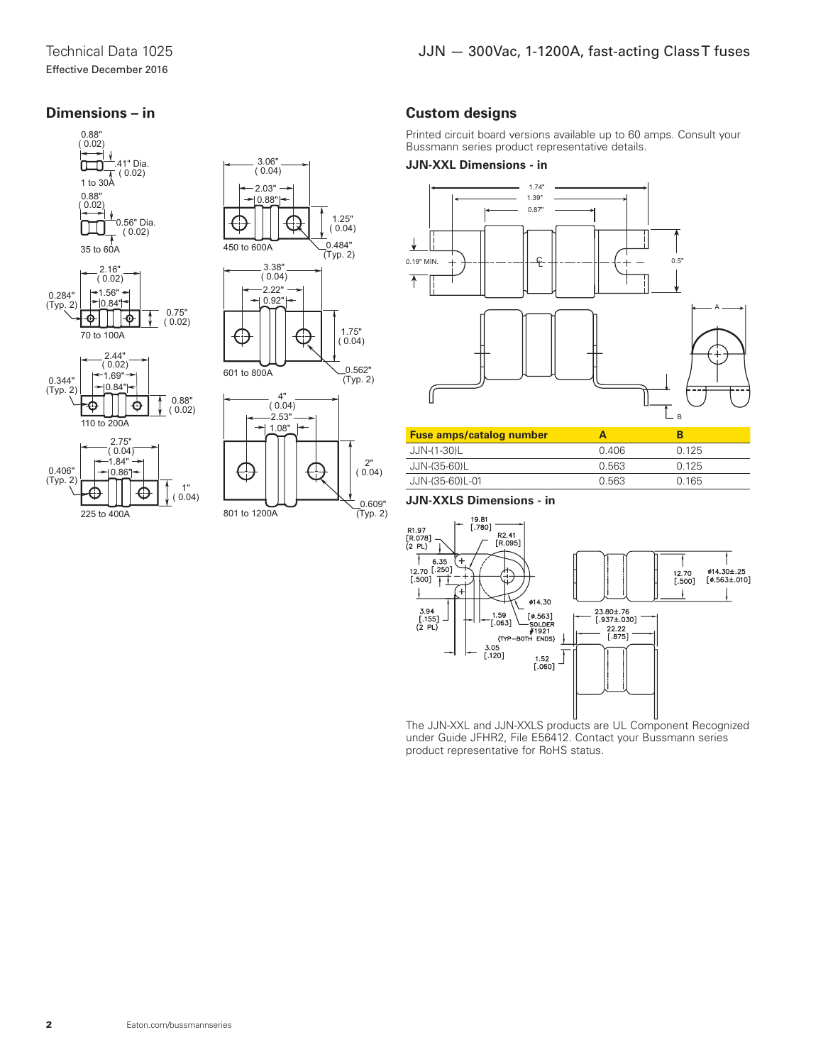## Dimensions – in

1 to 30A: 0.88" (0.02); .41" Dia. (0.02)

35 to 60A: 0.88" (0.02); 0.56" Dia. (0.02)

70 to 100A: 2.16" (0.02); 1.56"; 0.84"; 0.284" (Typ. 2); 0.75" (0.02)

110 to 200A: 2.44" (0.02); 1.69"; 0.84"; 0.344" (Typ. 2); 0.88" (0.02)

225 to 400A: 2.75" (0.04); 1.84"; 0.86"; 0.406" (Typ. 2); 1" (0.04)

450 to 600A: 3.06" (0.04); 2.03"; 0.88"; 1.25" (0.04); 0.484" (Typ. 2)

601 to 800A: 3.38" (0.04); 2.22"; 0.92"; 1.75" (0.04); 0.562" (Typ. 2)

801 to 1200A: 4" (0.04); 2.53"; 1.08"; 2" (0.04); 0.609" (Typ. 2)

## Custom designs

Printed circuit board versions available up to 60 amps. Consult your Bussmann series product representative details.

### JJN-XXL Dimensions - in

1.74"; 1.39"; 0.87"; 0.19" MIN.; 0.5"; A; B

| Fuse amps/catalog number | A | B |
|---|---|---|
| JJN-(1-30)L | 0.406 | 0.125 |
| JJN-(35-60)L | 0.563 | 0.125 |
| JJN-(35-60)L-01 | 0.563 | 0.165 |

### JJN-XXLS Dimensions - in

19.81 [.780]; R1.97 [R.078] (2 PL); R2.41 [R.095]; 6.35 [.250]; 12.70 [.500]; ø14.30 [ø.563]; 3.94 [.155] (2 PL); 1.59 [.063]; SOLDER #1921 (TYP–BOTH ENDS); 3.05 [.120]; 1.52 [.060]; 12.70 [.500]; ø14.30±.25 [ø.563±.010]; 23.80±.76 [.937±.030]; 22.22 [.875]

The JJN-XXL and JJN-XXLS products are UL Component Recognized under Guide JFHR2, File E56412. Contact your Bussmann series product representative for RoHS status.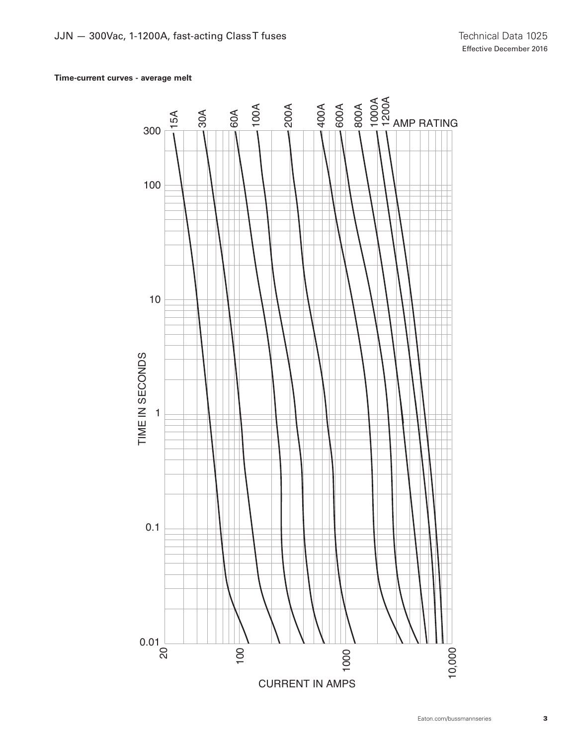**Time-current curves - average melt**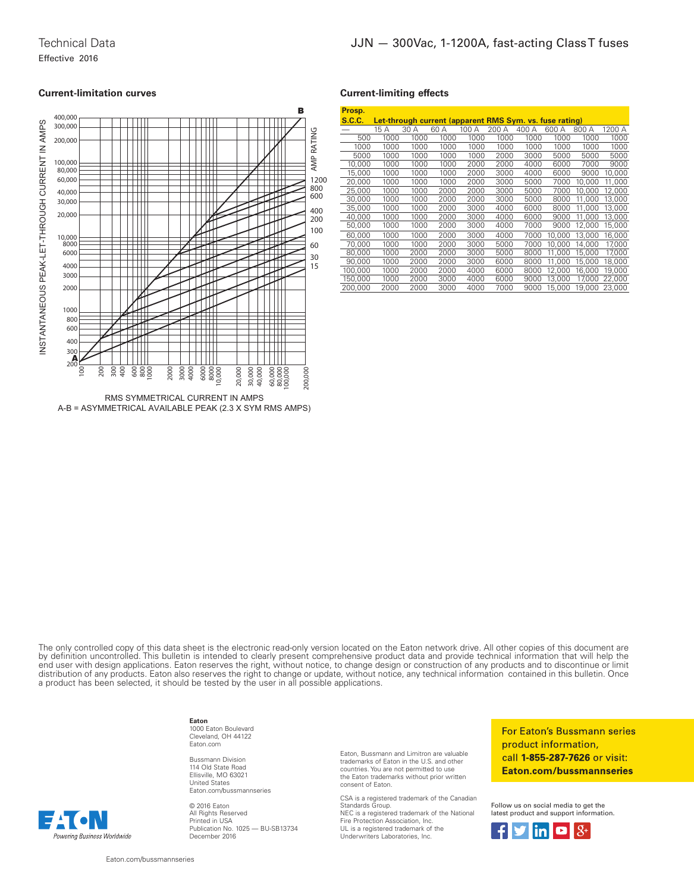## Current-limitation curves

INSTANTANEOUS PEAK-LET-THROUGH CURRENT IN AMPS

400,000
300,000
200,000
100,000
80,000
60,000
40,000
30,000
20,000
10,000
8000
6000
4000
3000
2000
1000
800
600
400
300
200

B

A

AMP RATING

1200
800
600
400
200
100
60
30
15

100
200
300
400
600
800
1000
2000
3000
4000
6000
8000
10,000
20,000
30,000
40,000
60,000
80,000
100,000
200,000

RMS SYMMETRICAL CURRENT IN AMPS

A-B = ASYMMETRICAL AVAILABLE PEAK (2.3 X SYM RMS AMPS)

## Current-limiting effects

| Prosp. S.C.C. | Let-through current (apparent RMS Sym. vs. fuse rating) | | | | | | | | |
|---|---|---|---|---|---|---|---|---|---|
| — | 15 A | 30 A | 60 A | 100 A | 200 A | 400 A | 600 A | 800 A | 1200 A |
| 500 | 1000 | 1000 | 1000 | 1000 | 1000 | 1000 | 1000 | 1000 | 1000 |
| 1000 | 1000 | 1000 | 1000 | 1000 | 1000 | 1000 | 1000 | 1000 | 1000 |
| 5000 | 1000 | 1000 | 1000 | 1000 | 2000 | 3000 | 5000 | 5000 | 5000 |
| 10,000 | 1000 | 1000 | 1000 | 2000 | 2000 | 4000 | 6000 | 7000 | 9000 |
| 15,000 | 1000 | 1000 | 1000 | 2000 | 3000 | 4000 | 6000 | 9000 | 10,000 |
| 20,000 | 1000 | 1000 | 1000 | 2000 | 3000 | 5000 | 7000 | 10,000 | 11,000 |
| 25,000 | 1000 | 1000 | 2000 | 2000 | 3000 | 5000 | 7000 | 10,000 | 12,000 |
| 30,000 | 1000 | 1000 | 2000 | 2000 | 3000 | 5000 | 8000 | 11,000 | 13,000 |
| 35,000 | 1000 | 1000 | 2000 | 3000 | 4000 | 6000 | 8000 | 11,000 | 13,000 |
| 40,000 | 1000 | 1000 | 2000 | 3000 | 4000 | 6000 | 9000 | 11,000 | 13,000 |
| 50,000 | 1000 | 1000 | 2000 | 3000 | 4000 | 7000 | 9000 | 12,000 | 15,000 |
| 60,000 | 1000 | 1000 | 2000 | 3000 | 4000 | 7000 | 10,000 | 13,000 | 16,000 |
| 70,000 | 1000 | 1000 | 2000 | 3000 | 5000 | 7000 | 10,000 | 14,000 | 17,000 |
| 80,000 | 1000 | 2000 | 2000 | 3000 | 5000 | 8000 | 11,000 | 15,000 | 17,000 |
| 90,000 | 1000 | 2000 | 2000 | 3000 | 6000 | 8000 | 11,000 | 15,000 | 18,000 |
| 100,000 | 1000 | 2000 | 2000 | 4000 | 6000 | 8000 | 12,000 | 16,000 | 19,000 |
| 150,000 | 1000 | 2000 | 3000 | 4000 | 6000 | 9000 | 13,000 | 17,000 | 22,000 |
| 200,000 | 2000 | 2000 | 3000 | 4000 | 7000 | 9000 | 15,000 | 19,000 | 23,000 |

The only controlled copy of this data sheet is the electronic read-only version located on the Eaton network drive. All other copies of this document are by definition uncontrolled. This bulletin is intended to clearly present comprehensive product data and provide technical information that will help the end user with design applications. Eaton reserves the right, without notice, to change design or construction of any products and to discontinue or limit distribution of any products. Eaton also reserves the right to change or update, without notice, any technical information contained in this bulletin. Once a product has been selected, it should be tested by the user in all possible applications.

**Eaton**
1000 Eaton Boulevard
Cleveland, OH 44122
Eaton.com

Bussmann Division
114 Old State Road
Ellisville, MO 63021
United States
Eaton.com/bussmannseries

© 2016 Eaton
All Rights Reserved
Printed in USA
Publication No. 1025 — BU-SB13734
December 2016

Eaton, Bussmann and Limitron are valuable trademarks of Eaton in the U.S. and other countries. You are not permitted to use the Eaton trademarks without prior written consent of Eaton.

CSA is a registered trademark of the Canadian Standards Group.
NEC is a registered trademark of the National Fire Protection Association, Inc.
UL is a registered trademark of the Underwriters Laboratories, Inc.

For Eaton's Bussmann series product information, call **1-855-287-7626** or visit: **Eaton.com/bussmannseries**

Follow us on social media to get the latest product and support information.

Powering Business Worldwide